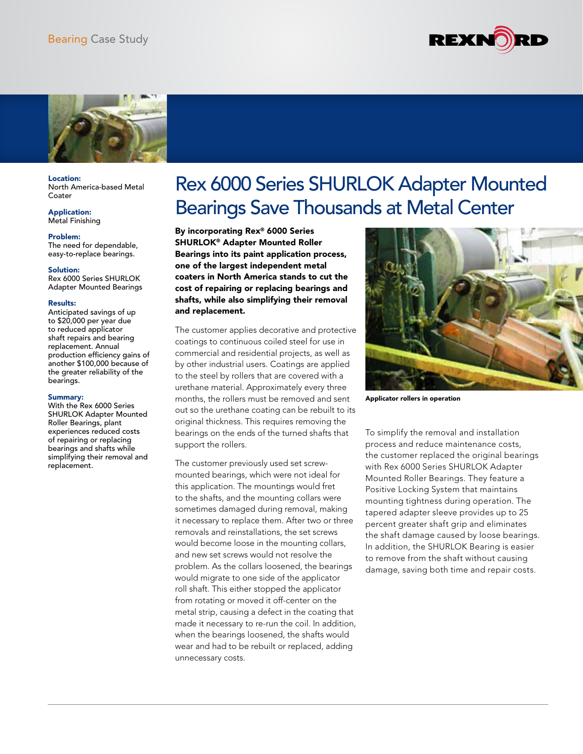Bearing Case Study

# Rex 6000 Series SHURLOK Adapter Mounted Bearings Save Thousands at Metal Center

**Location:**
North America-based Metal Coater

**Application:**
Metal Finishing

**Problem:**
The need for dependable, easy-to-replace bearings.

**Solution:**
Rex 6000 Series SHURLOK Adapter Mounted Bearings

**Results:**
Anticipated savings of up to $20,000 per year due to reduced applicator shaft repairs and bearing replacement. Annual production efficiency gains of another $100,000 because of the greater reliability of the bearings.

**Summary:**
With the Rex 6000 Series SHURLOK Adapter Mounted Roller Bearings, plant experiences reduced costs of repairing or replacing bearings and shafts while simplifying their removal and replacement.

**By incorporating Rex® 6000 Series SHURLOK® Adapter Mounted Roller Bearings into its paint application process, one of the largest independent metal coaters in North America stands to cut the cost of repairing or replacing bearings and shafts, while also simplifying their removal and replacement.**

The customer applies decorative and protective coatings to continuous coiled steel for use in commercial and residential projects, as well as by other industrial users. Coatings are applied to the steel by rollers that are covered with a urethane material. Approximately every three months, the rollers must be removed and sent out so the urethane coating can be rebuilt to its original thickness. This requires removing the bearings on the ends of the turned shafts that support the rollers.

The customer previously used set screw-mounted bearings, which were not ideal for this application. The mountings would fret to the shafts, and the mounting collars were sometimes damaged during removal, making it necessary to replace them. After two or three removals and reinstallations, the set screws would become loose in the mounting collars, and new set screws would not resolve the problem. As the collars loosened, the bearings would migrate to one side of the applicator roll shaft. This either stopped the applicator from rotating or moved it off-center on the metal strip, causing a defect in the coating that made it necessary to re-run the coil. In addition, when the bearings loosened, the shafts would wear and had to be rebuilt or replaced, adding unnecessary costs.

**Applicator rollers in operation**

To simplify the removal and installation process and reduce maintenance costs, the customer replaced the original bearings with Rex 6000 Series SHURLOK Adapter Mounted Roller Bearings. They feature a Positive Locking System that maintains mounting tightness during operation. The tapered adapter sleeve provides up to 25 percent greater shaft grip and eliminates the shaft damage caused by loose bearings. In addition, the SHURLOK Bearing is easier to remove from the shaft without causing damage, saving both time and repair costs.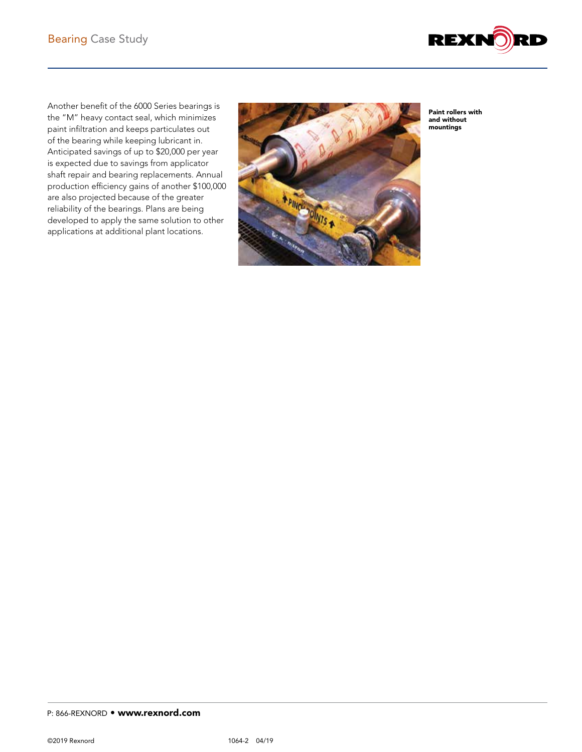Another benefit of the 6000 Series bearings is the "M" heavy contact seal, which minimizes paint infiltration and keeps particulates out of the bearing while keeping lubricant in. Anticipated savings of up to $20,000 per year is expected due to savings from applicator shaft repair and bearing replacements. Annual production efficiency gains of another $100,000 are also projected because of the greater reliability of the bearings. Plans are being developed to apply the same solution to other applications at additional plant locations.

**Paint rollers with and without mountings**

P: 866-REXNORD • **www.rexnord.com**

©2019 Rexnord 1064-2 04/19